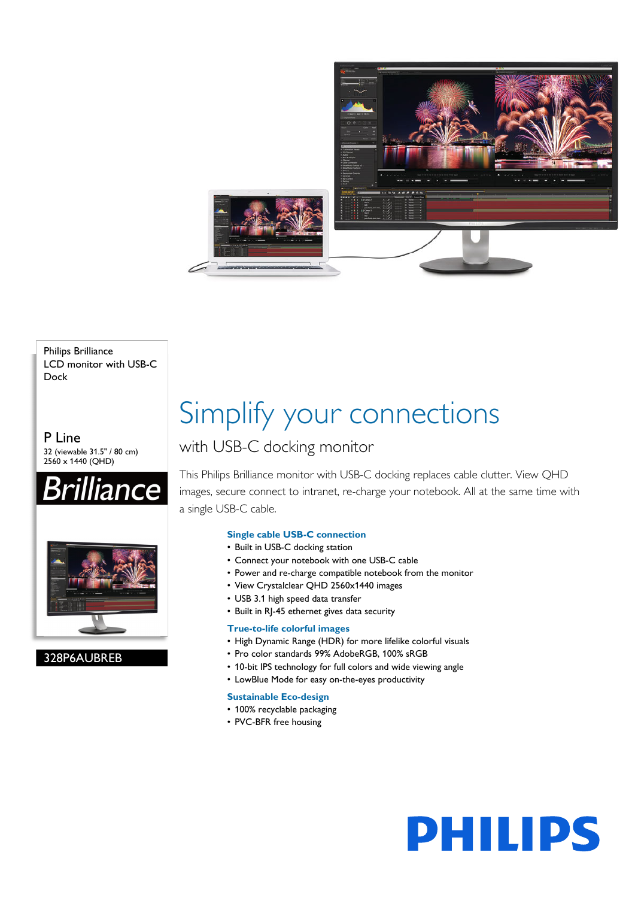Philips Brilliance
LCD monitor with USB-C Dock

P Line
32 (viewable 31.5" / 80 cm)
2560 x 1440 (QHD)

**Brilliance**

328P6AUBREB

# Simplify your connections

## with USB-C docking monitor

This Philips Brilliance monitor with USB-C docking replaces cable clutter. View QHD images, secure connect to intranet, re-charge your notebook. All at the same time with a single USB-C cable.

### Single cable USB-C connection

- Built in USB-C docking station
- Connect your notebook with one USB-C cable
- Power and re-charge compatible notebook from the monitor
- View Crystalclear QHD 2560x1440 images
- USB 3.1 high speed data transfer
- Built in RJ-45 ethernet gives data security

### True-to-life colorful images

- High Dynamic Range (HDR) for more lifelike colorful visuals
- Pro color standards 99% AdobeRGB, 100% sRGB
- 10-bit IPS technology for full colors and wide viewing angle
- LowBlue Mode for easy on-the-eyes productivity

### Sustainable Eco-design

- 100% recyclable packaging
- PVC-BFR free housing

PHILIPS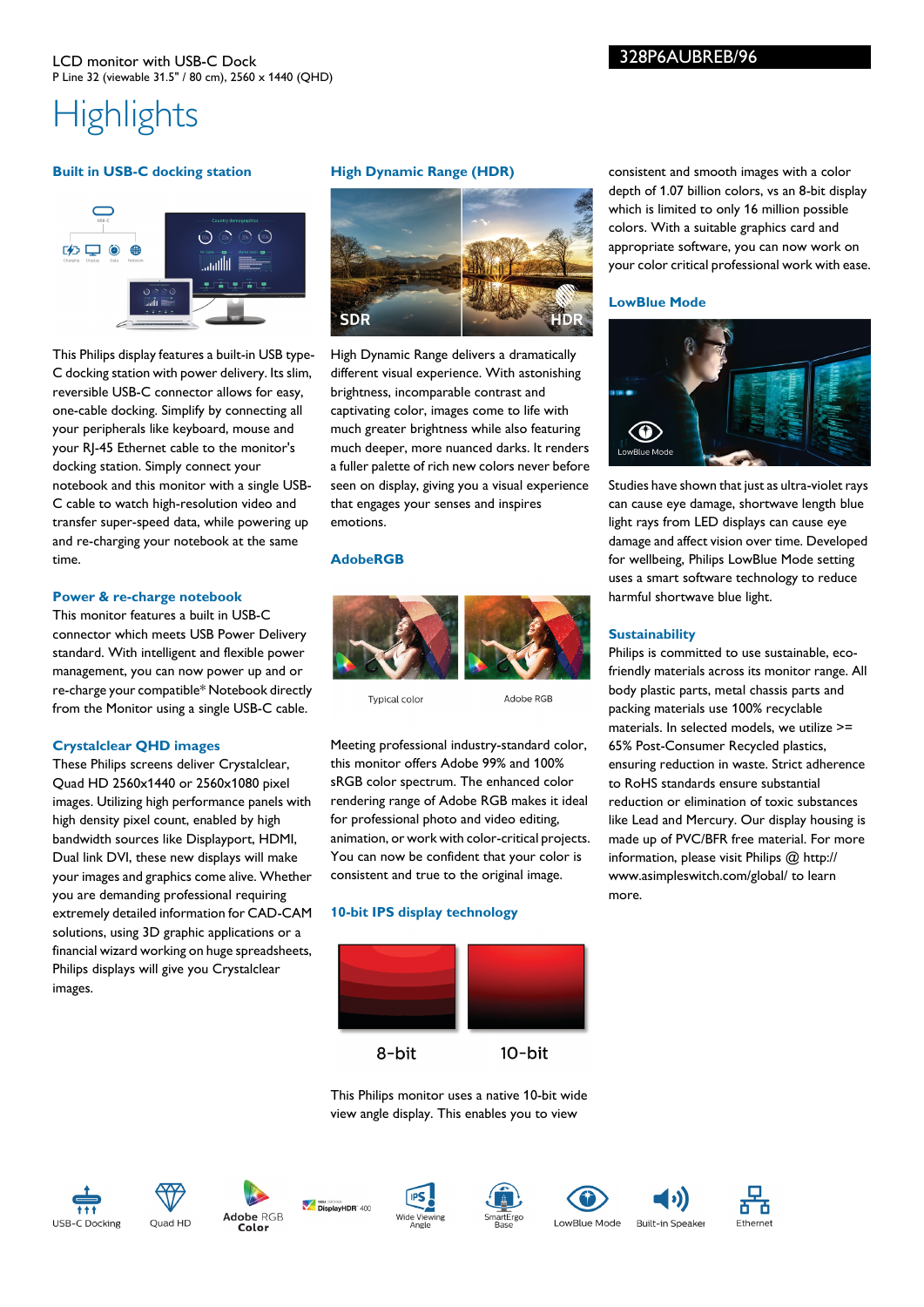LCD monitor with USB-C Dock

P Line 32 (viewable 31.5" / 80 cm), 2560 x 1440 (QHD)

328P6AUBREB/96

# Highlights

### Built in USB-C docking station

This Philips display features a built-in USB type-C docking station with power delivery. Its slim, reversible USB-C connector allows for easy, one-cable docking. Simplify by connecting all your peripherals like keyboard, mouse and your RJ-45 Ethernet cable to the monitor's docking station. Simply connect your notebook and this monitor with a single USB-C cable to watch high-resolution video and transfer super-speed data, while powering up and re-charging your notebook at the same time.

### Power & re-charge notebook

This monitor features a built in USB-C connector which meets USB Power Delivery standard. With intelligent and flexible power management, you can now power up and or re-charge your compatible* Notebook directly from the Monitor using a single USB-C cable.

### Crystalclear QHD images

These Philips screens deliver Crystalclear, Quad HD 2560x1440 or 2560x1080 pixel images. Utilizing high performance panels with high density pixel count, enabled by high bandwidth sources like Displayport, HDMI, Dual link DVI, these new displays will make your images and graphics come alive. Whether you are demanding professional requiring extremely detailed information for CAD-CAM solutions, using 3D graphic applications or a financial wizard working on huge spreadsheets, Philips displays will give you Crystalclear images.

### High Dynamic Range (HDR)

High Dynamic Range delivers a dramatically different visual experience. With astonishing brightness, incomparable contrast and captivating color, images come to life with much greater brightness while also featuring much deeper, more nuanced darks. It renders a fuller palette of rich new colors never before seen on display, giving you a visual experience that engages your senses and inspires emotions.

### AdobeRGB

Typical color | Adobe RGB

Meeting professional industry-standard color, this monitor offers Adobe 99% and 100% sRGB color spectrum. The enhanced color rendering range of Adobe RGB makes it ideal for professional photo and video editing, animation, or work with color-critical projects. You can now be confident that your color is consistent and true to the original image.

### 10-bit IPS display technology

8-bit | 10-bit

This Philips monitor uses a native 10-bit wide view angle display. This enables you to view consistent and smooth images with a color depth of 1.07 billion colors, vs an 8-bit display which is limited to only 16 million possible colors. With a suitable graphics card and appropriate software, you can now work on your color critical professional work with ease.

### LowBlue Mode

Studies have shown that just as ultra-violet rays can cause eye damage, shortwave length blue light rays from LED displays can cause eye damage and affect vision over time. Developed for wellbeing, Philips LowBlue Mode setting uses a smart software technology to reduce harmful shortwave blue light.

### Sustainability

Philips is committed to use sustainable, eco-friendly materials across its monitor range. All body plastic parts, metal chassis parts and packing materials use 100% recyclable materials. In selected models, we utilize >= 65% Post-Consumer Recycled plastics, ensuring reduction in waste. Strict adherence to RoHS standards ensure substantial reduction or elimination of toxic substances like Lead and Mercury. Our display housing is made up of PVC/BFR free material. For more information, please visit Philips @ http://www.asimpleswitch.com/global/ to learn more.

USB-C Docking | Quad HD | Adobe RGB Color | DisplayHDR 400 | Wide Viewing Angle | SmartErgo Base | LowBlue Mode | Built-in Speaker | Ethernet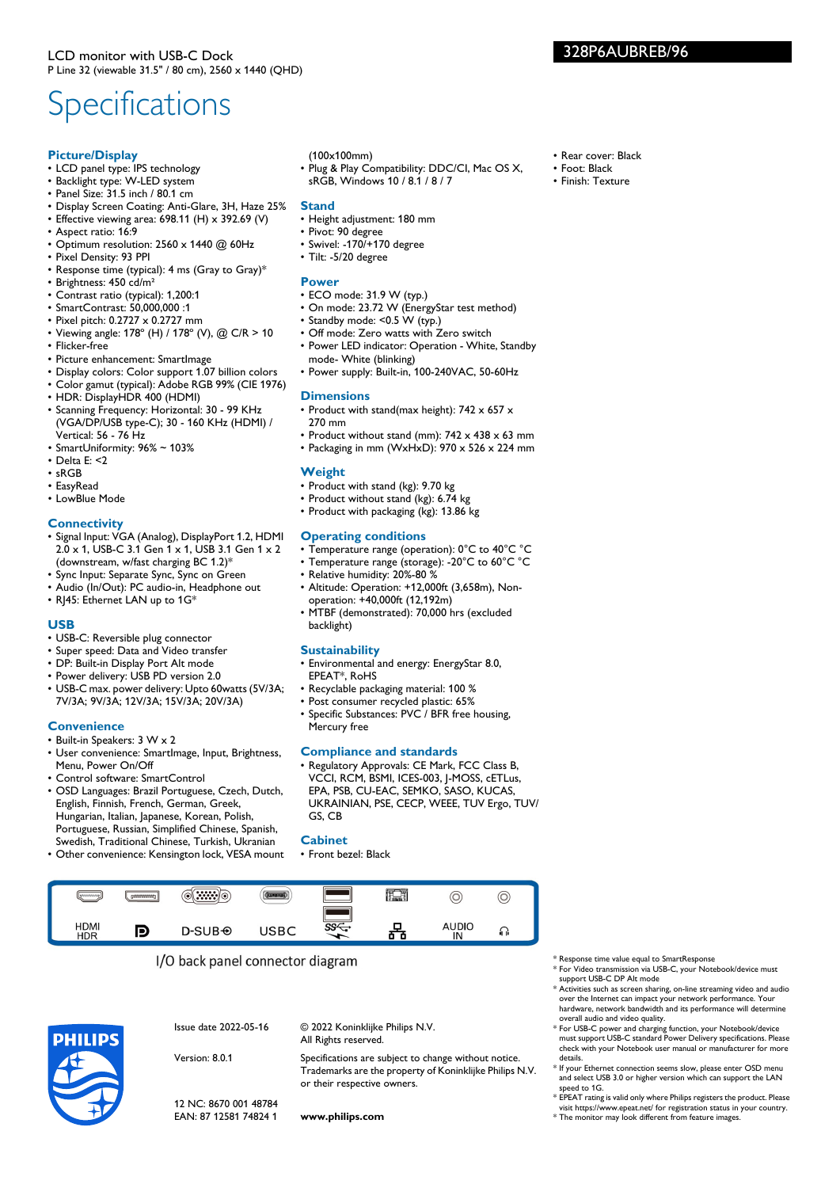LCD monitor with USB-C Dock
P Line 32 (viewable 31.5" / 80 cm), 2560 x 1440 (QHD)

328P6AUBREB/96

# Specifications

## Picture/Display

- LCD panel type: IPS technology
- Backlight type: W-LED system
- Panel Size: 31.5 inch / 80.1 cm
- Display Screen Coating: Anti-Glare, 3H, Haze 25%
- Effective viewing area: 698.11 (H) x 392.69 (V)
- Aspect ratio: 16:9
- Optimum resolution: 2560 x 1440 @ 60Hz
- Pixel Density: 93 PPI
- Response time (typical): 4 ms (Gray to Gray)*
- Brightness: 450 cd/m²
- Contrast ratio (typical): 1,200:1
- SmartContrast: 50,000,000 :1
- Pixel pitch: 0.2727 x 0.2727 mm
- Viewing angle: 178º (H) / 178º (V), @ C/R > 10
- Flicker-free
- Picture enhancement: SmartImage
- Display colors: Color support 1.07 billion colors
- Color gamut (typical): Adobe RGB 99% (CIE 1976)
- HDR: DisplayHDR 400 (HDMI)
- Scanning Frequency: Horizontal: 30 - 99 KHz (VGA/DP/USB type-C); 30 - 160 KHz (HDMI) / Vertical: 56 - 76 Hz
- SmartUniformity: 96% ~ 103%
- Delta E: <2
- sRGB
- EasyRead
- LowBlue Mode

## Connectivity

- Signal Input: VGA (Analog), DisplayPort 1.2, HDMI 2.0 x 1, USB-C 3.1 Gen 1 x 1, USB 3.1 Gen 1 x 2 (downstream, w/fast charging BC 1.2)*
- Sync Input: Separate Sync, Sync on Green
- Audio (In/Out): PC audio-in, Headphone out
- RJ45: Ethernet LAN up to 1G*

## USB

- USB-C: Reversible plug connector
- Super speed: Data and Video transfer
- DP: Built-in Display Port Alt mode
- Power delivery: USB PD version 2.0
- USB-C max. power delivery: Upto 60watts (5V/3A; 7V/3A; 9V/3A; 12V/3A; 15V/3A; 20V/3A)

## Convenience

- Built-in Speakers: 3 W x 2
- User convenience: SmartImage, Input, Brightness, Menu, Power On/Off
- Control software: SmartControl
- OSD Languages: Brazil Portuguese, Czech, Dutch, English, Finnish, French, German, Greek, Hungarian, Italian, Japanese, Korean, Polish, Portuguese, Russian, Simplified Chinese, Spanish, Swedish, Traditional Chinese, Turkish, Ukranian
- Other convenience: Kensington lock, VESA mount (100x100mm)
- Plug & Play Compatibility: DDC/CI, Mac OS X, sRGB, Windows 10 / 8.1 / 8 / 7

## Stand

- Height adjustment: 180 mm
- Pivot: 90 degree
- Swivel: -170/+170 degree
- Tilt: -5/20 degree

## Power

- ECO mode: 31.9 W (typ.)
- On mode: 23.72 W (EnergyStar test method)
- Standby mode: <0.5 W (typ.)
- Off mode: Zero watts with Zero switch
- Power LED indicator: Operation - White, Standby mode- White (blinking)
- Power supply: Built-in, 100-240VAC, 50-60Hz

## Dimensions

- Product with stand(max height): 742 x 657 x 270 mm
- Product without stand (mm): 742 x 438 x 63 mm
- Packaging in mm (WxHxD): 970 x 526 x 224 mm

## Weight

- Product with stand (kg): 9.70 kg
- Product without stand (kg): 6.74 kg
- Product with packaging (kg): 13.86 kg

## Operating conditions

- Temperature range (operation): 0°C to 40°C °C
- Temperature range (storage): -20°C to 60°C °C
- Relative humidity: 20%-80 %
- Altitude: Operation: +12,000ft (3,658m), Non-operation: +40,000ft (12,192m)
- MTBF (demonstrated): 70,000 hrs (excluded backlight)

## Sustainability

- Environmental and energy: EnergyStar 8.0, EPEAT*, RoHS
- Recyclable packaging material: 100 %
- Post consumer recycled plastic: 65%
- Specific Substances: PVC / BFR free housing, Mercury free

## Compliance and standards

- Regulatory Approvals: CE Mark, FCC Class B, VCCI, RCM, BSMI, ICES-003, J-MOSS, cETLus, EPA, PSB, CU-EAC, SEMKO, SASO, KUCAS, UKRAINIAN, PSE, CECP, WEEE, TUV Ergo, TUV/GS, CB

## Cabinet

- Front bezel: Black
- Rear cover: Black
- Foot: Black
- Finish: Texture

HDMI HDR    D-SUB    USBC    AUDIO IN

I/O back panel connector diagram

Issue date 2022-05-16

Version: 8.0.1

12 NC: 8670 001 48784
EAN: 87 12581 74824 1

© 2022 Koninklijke Philips N.V.
All Rights reserved.

Specifications are subject to change without notice. Trademarks are the property of Koninklijke Philips N.V. or their respective owners.

www.philips.com

\* Response time value equal to SmartResponse
\* For Video transmission via USB-C, your Notebook/device must support USB-C DP Alt mode
\* Activities such as screen sharing, on-line streaming video and audio over the Internet can impact your network performance. Your hardware, network bandwidth and its performance will determine overall audio and video quality.
\* For USB-C power and charging function, your Notebook/device must support USB-C standard Power Delivery specifications. Please check with your Notebook user manual or manufacturer for more details.
\* If your Ethernet connection seems slow, please enter OSD menu and select USB 3.0 or higher version which can support the LAN speed to 1G.
\* EPEAT rating is valid only where Philips registers the product. Please visit https://www.epeat.net/ for registration status in your country.
\* The monitor may look different from feature images.